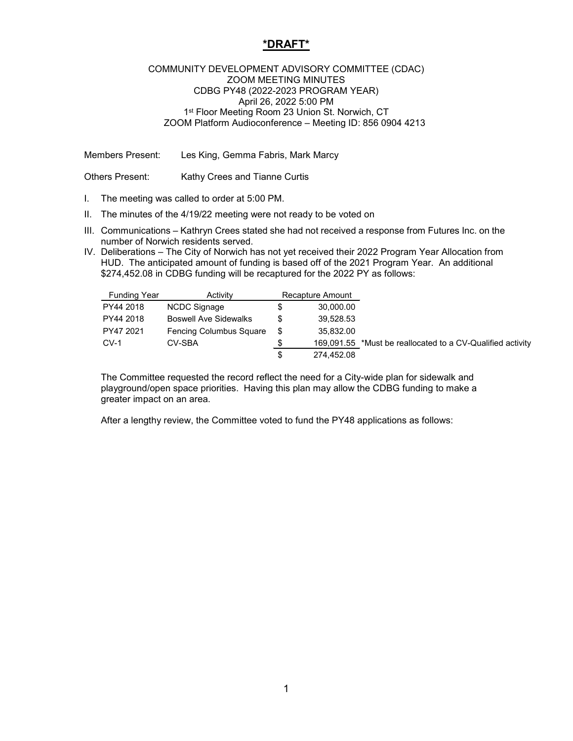# *DRAFT*

COMMUNITY DEVELOPMENT ADVISORY COMMITTEE (CDAC)
ZOOM MEETING MINUTES
CDBG PY48 (2022-2023 PROGRAM YEAR)
April 26, 2022 5:00 PM
1st Floor Meeting Room 23 Union St. Norwich, CT
ZOOM Platform Audioconference – Meeting ID: 856 0904 4213

Members Present: Les King, Gemma Fabris, Mark Marcy

Others Present: Kathy Crees and Tianne Curtis

I. The meeting was called to order at 5:00 PM.

II. The minutes of the 4/19/22 meeting were not ready to be voted on

III. Communications – Kathryn Crees stated she had not received a response from Futures Inc. on the number of Norwich residents served.

IV. Deliberations – The City of Norwich has not yet received their 2022 Program Year Allocation from HUD. The anticipated amount of funding is based off of the 2021 Program Year. An additional $274,452.08 in CDBG funding will be recaptured for the 2022 PY as follows:

| Funding Year | Activity | Recapture Amount | |
|---|---|---|---|
| PY44 2018 | NCDC Signage | $ 30,000.00 | |
| PY44 2018 | Boswell Ave Sidewalks | $ 39,528.53 | |
| PY47 2021 | Fencing Columbus Square | $ 35,832.00 | |
| CV-1 | CV-SBA | $ 169,091.55 | *Must be reallocated to a CV-Qualified activity |
| | | $ 274,452.08 | |

The Committee requested the record reflect the need for a City-wide plan for sidewalk and playground/open space priorities. Having this plan may allow the CDBG funding to make a greater impact on an area.

After a lengthy review, the Committee voted to fund the PY48 applications as follows: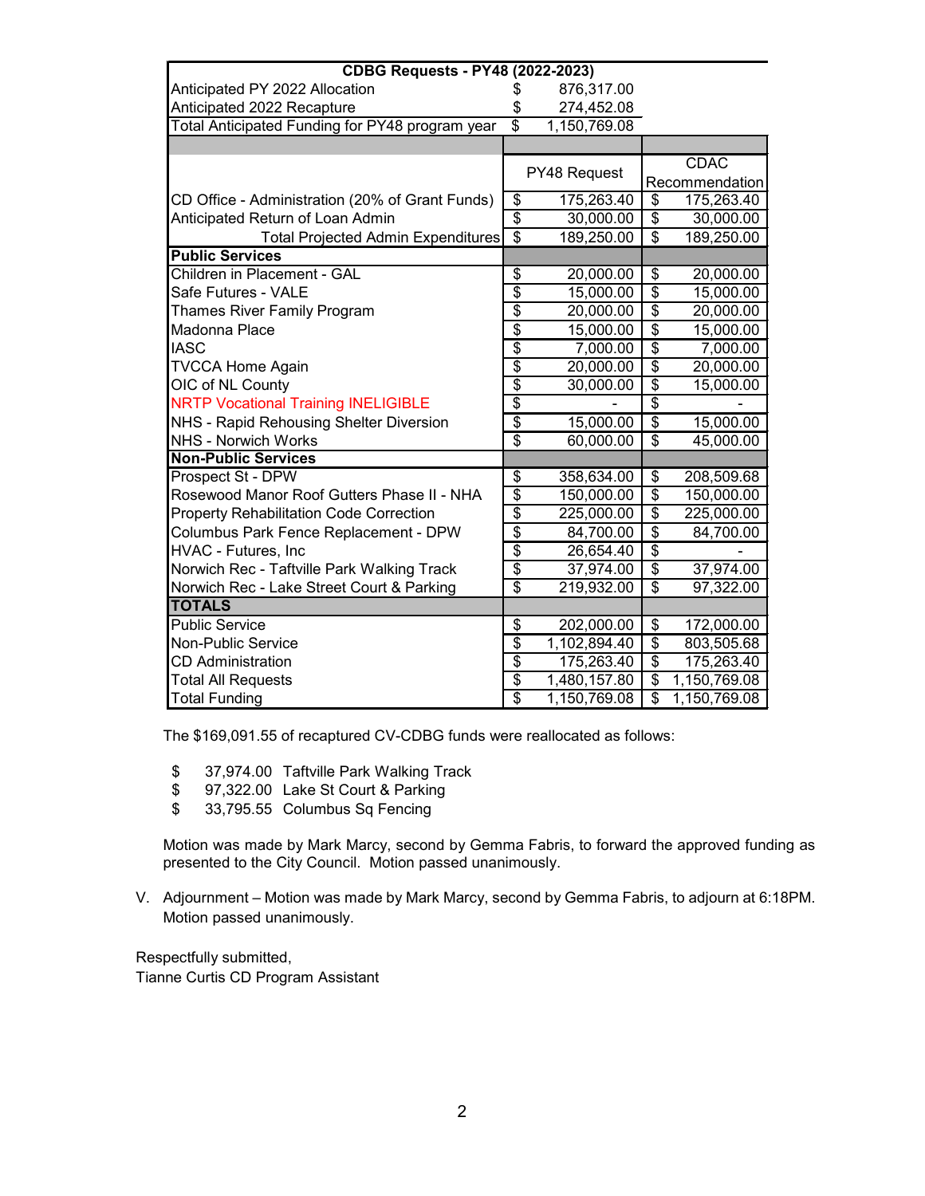| CDBG Requests - PY48 (2022-2023) | | |
|---|---|---|
| Anticipated PY 2022 Allocation | $ 876,317.00 | |
| Anticipated 2022 Recapture | $ 274,452.08 | |
| Total Anticipated Funding for PY48 program year | $ 1,150,769.08 | |
| | | |
| | PY48 Request | CDAC Recommendation |
| CD Office - Administration (20% of Grant Funds) | $ 175,263.40 | $ 175,263.40 |
| Anticipated Return of Loan Admin | $ 30,000.00 | $ 30,000.00 |
| Total Projected Admin Expenditures | $ 189,250.00 | $ 189,250.00 |
| **Public Services** | | |
| Children in Placement - GAL | $ 20,000.00 | $ 20,000.00 |
| Safe Futures - VALE | $ 15,000.00 | $ 15,000.00 |
| Thames River Family Program | $ 20,000.00 | $ 20,000.00 |
| Madonna Place | $ 15,000.00 | $ 15,000.00 |
| IASC | $ 7,000.00 | $ 7,000.00 |
| TVCCA Home Again | $ 20,000.00 | $ 20,000.00 |
| OIC of NL County | $ 30,000.00 | $ 15,000.00 |
| NRTP Vocational Training INELIGIBLE | $ - | $ - |
| NHS - Rapid Rehousing Shelter Diversion | $ 15,000.00 | $ 15,000.00 |
| NHS - Norwich Works | $ 60,000.00 | $ 45,000.00 |
| **Non-Public Services** | | |
| Prospect St - DPW | $ 358,634.00 | $ 208,509.68 |
| Rosewood Manor Roof Gutters Phase II - NHA | $ 150,000.00 | $ 150,000.00 |
| Property Rehabilitation Code Correction | $ 225,000.00 | $ 225,000.00 |
| Columbus Park Fence Replacement - DPW | $ 84,700.00 | $ 84,700.00 |
| HVAC - Futures, Inc | $ 26,654.40 | $ - |
| Norwich Rec - Taftville Park Walking Track | $ 37,974.00 | $ 37,974.00 |
| Norwich Rec - Lake Street Court & Parking | $ 219,932.00 | $ 97,322.00 |
| **TOTALS** | | |
| Public Service | $ 202,000.00 | $ 172,000.00 |
| Non-Public Service | $ 1,102,894.40 | $ 803,505.68 |
| CD Administration | $ 175,263.40 | $ 175,263.40 |
| Total All Requests | $ 1,480,157.80 | $ 1,150,769.08 |
| Total Funding | $ 1,150,769.08 | $ 1,150,769.08 |

The $169,091.55 of recaptured CV-CDBG funds were reallocated as follows:

- $ 37,974.00 Taftville Park Walking Track
- $ 97,322.00 Lake St Court & Parking
- $ 33,795.55 Columbus Sq Fencing

Motion was made by Mark Marcy, second by Gemma Fabris, to forward the approved funding as presented to the City Council. Motion passed unanimously.

V. Adjournment – Motion was made by Mark Marcy, second by Gemma Fabris, to adjourn at 6:18PM. Motion passed unanimously.

Respectfully submitted,
Tianne Curtis CD Program Assistant